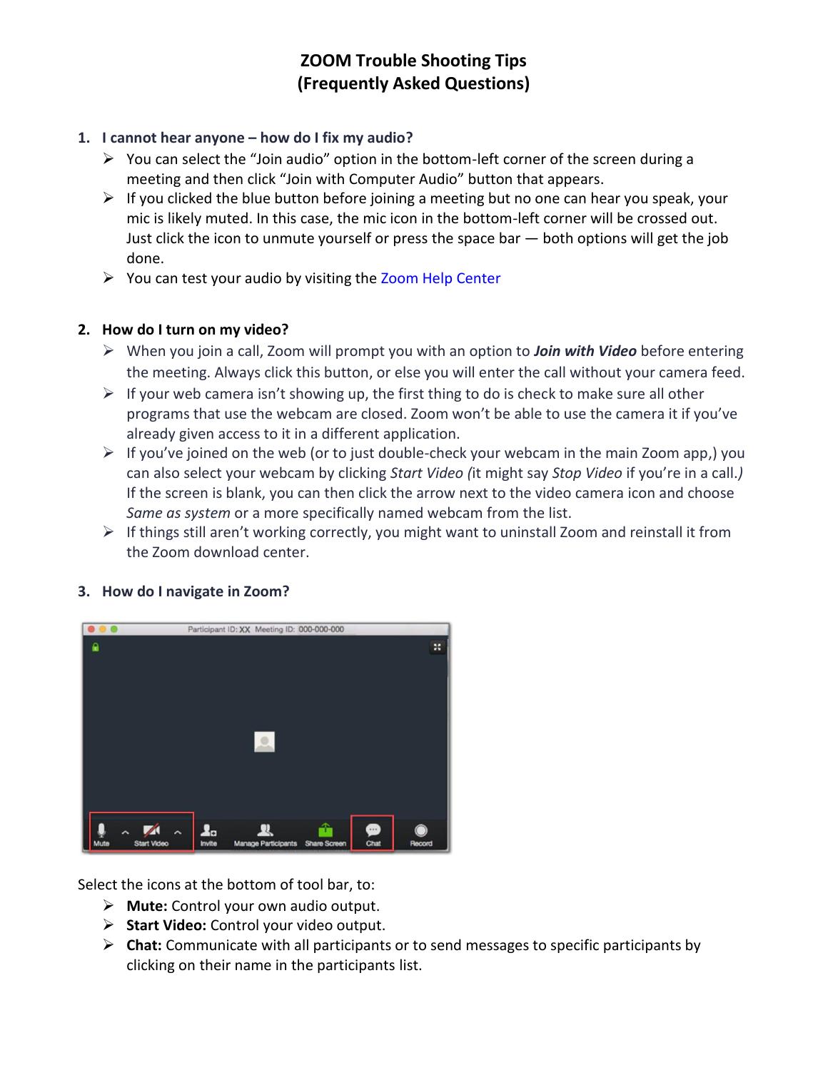# ZOOM Trouble Shooting Tips
# (Frequently Asked Questions)

1. **I cannot hear anyone – how do I fix my audio?**
   - You can select the “Join audio” option in the bottom-left corner of the screen during a meeting and then click “Join with Computer Audio” button that appears.
   - If you clicked the blue button before joining a meeting but no one can hear you speak, your mic is likely muted. In this case, the mic icon in the bottom-left corner will be crossed out. Just click the icon to unmute yourself or press the space bar — both options will get the job done.
   - You can test your audio by visiting the Zoom Help Center

2. **How do I turn on my video?**
   - When you join a call, Zoom will prompt you with an option to ***Join with Video*** before entering the meeting. Always click this button, or else you will enter the call without your camera feed.
   - If your web camera isn’t showing up, the first thing to do is check to make sure all other programs that use the webcam are closed. Zoom won’t be able to use the camera it if you’ve already given access to it in a different application.
   - If you’ve joined on the web (or to just double-check your webcam in the main Zoom app,) you can also select your webcam by clicking *Start Video (*it might say *Stop Video* if you’re in a call.*)* If the screen is blank, you can then click the arrow next to the video camera icon and choose *Same as system* or a more specifically named webcam from the list.
   - If things still aren’t working correctly, you might want to uninstall Zoom and reinstall it from the Zoom download center.

3. **How do I navigate in Zoom?**

Select the icons at the bottom of tool bar, to:

- **Mute:** Control your own audio output.
- **Start Video:** Control your video output.
- **Chat:** Communicate with all participants or to send messages to specific participants by clicking on their name in the participants list.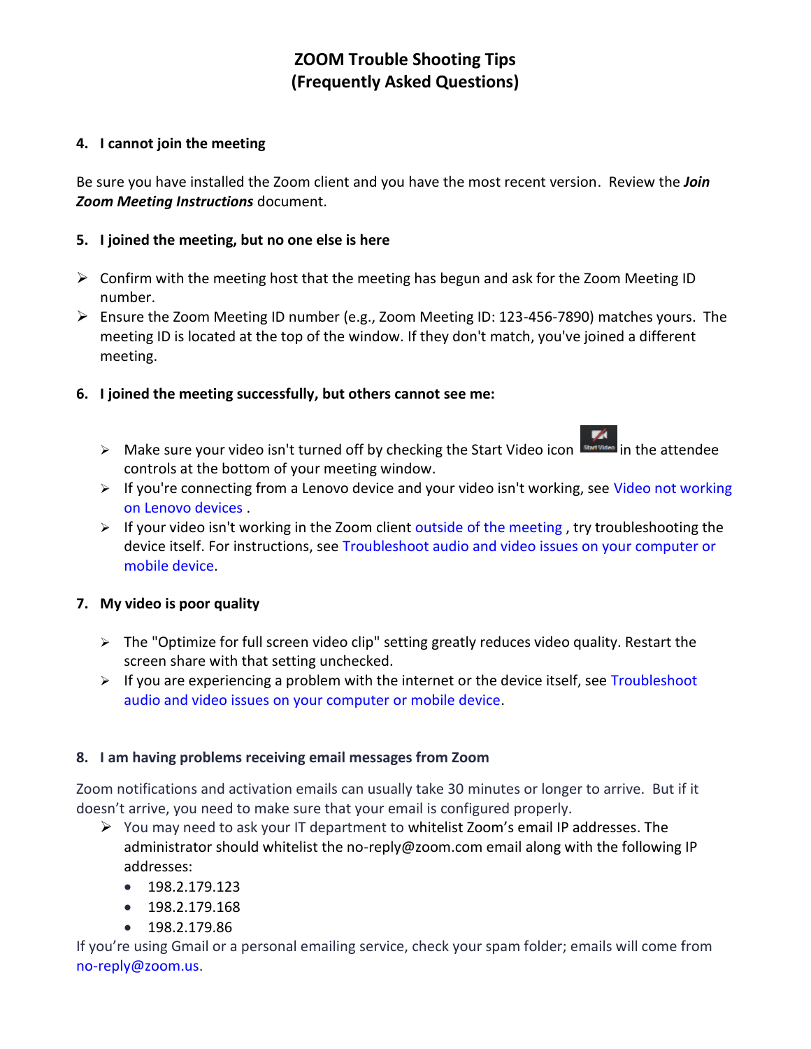# ZOOM Trouble Shooting Tips
# (Frequently Asked Questions)

**4. I cannot join the meeting**

Be sure you have installed the Zoom client and you have the most recent version. Review the ***Join Zoom Meeting Instructions*** document.

**5. I joined the meeting, but no one else is here**

- Confirm with the meeting host that the meeting has begun and ask for the Zoom Meeting ID number.
- Ensure the Zoom Meeting ID number (e.g., Zoom Meeting ID: 123-456-7890) matches yours. The meeting ID is located at the top of the window. If they don't match, you've joined a different meeting.

**6. I joined the meeting successfully, but others cannot see me:**

- Make sure your video isn't turned off by checking the Start Video icon in the attendee controls at the bottom of your meeting window.
- If you're connecting from a Lenovo device and your video isn't working, see Video not working on Lenovo devices .
- If your video isn't working in the Zoom client outside of the meeting , try troubleshooting the device itself. For instructions, see Troubleshoot audio and video issues on your computer or mobile device.

**7. My video is poor quality**

- The "Optimize for full screen video clip" setting greatly reduces video quality. Restart the screen share with that setting unchecked.
- If you are experiencing a problem with the internet or the device itself, see Troubleshoot audio and video issues on your computer or mobile device.

**8. I am having problems receiving email messages from Zoom**

Zoom notifications and activation emails can usually take 30 minutes or longer to arrive. But if it doesn't arrive, you need to make sure that your email is configured properly.

- You may need to ask your IT department to whitelist Zoom's email IP addresses. The administrator should whitelist the no-reply@zoom.com email along with the following IP addresses:
  - 198.2.179.123
  - 198.2.179.168
  - 198.2.179.86

If you're using Gmail or a personal emailing service, check your spam folder; emails will come from no-reply@zoom.us.